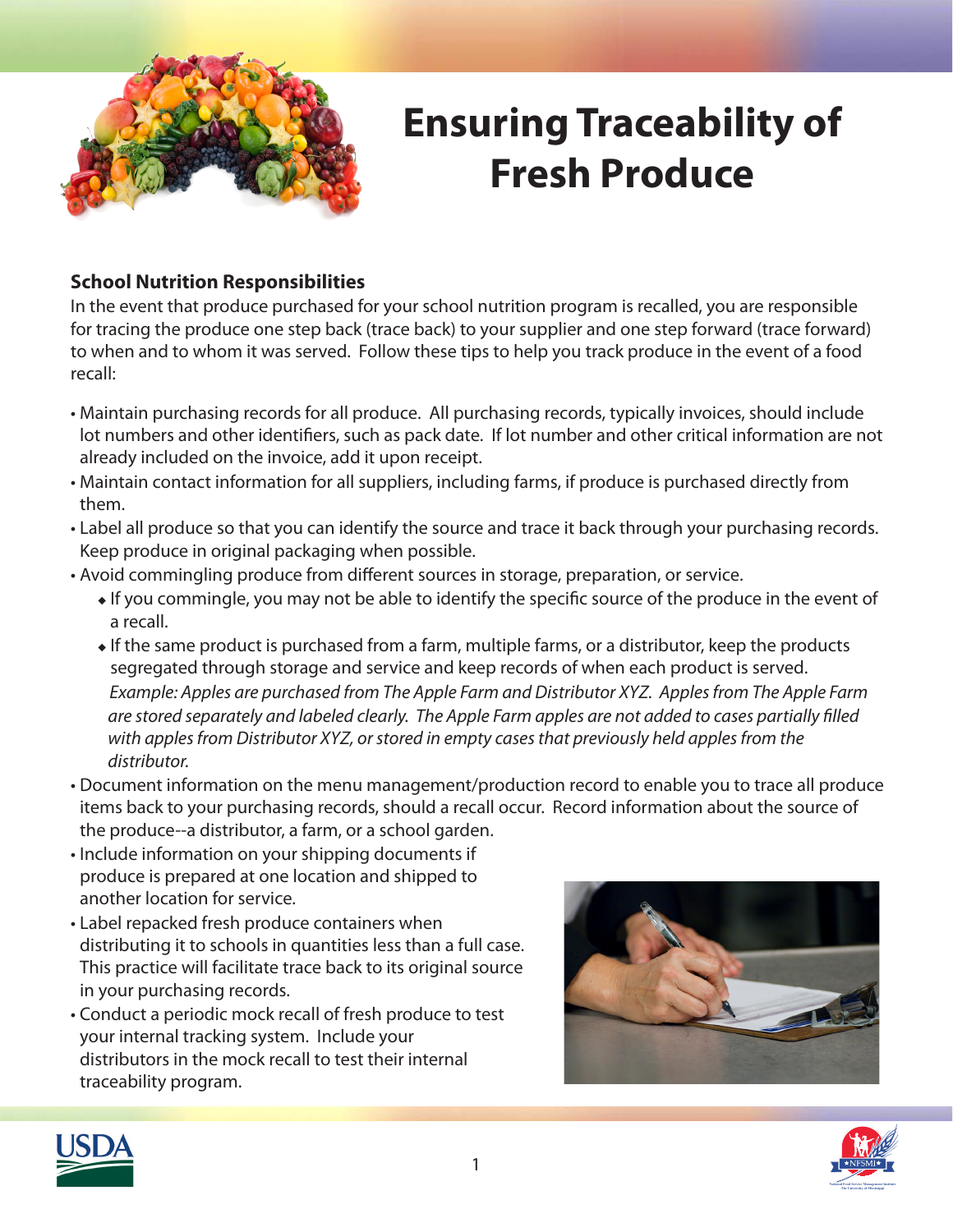# Ensuring Traceability of Fresh Produce

## School Nutrition Responsibilities

In the event that produce purchased for your school nutrition program is recalled, you are responsible for tracing the produce one step back (trace back) to your supplier and one step forward (trace forward) to when and to whom it was served. Follow these tips to help you track produce in the event of a food recall:

- Maintain purchasing records for all produce. All purchasing records, typically invoices, should include lot numbers and other identifiers, such as pack date. If lot number and other critical information are not already included on the invoice, add it upon receipt.
- Maintain contact information for all suppliers, including farms, if produce is purchased directly from them.
- Label all produce so that you can identify the source and trace it back through your purchasing records. Keep produce in original packaging when possible.
- Avoid commingling produce from different sources in storage, preparation, or service.
  - If you commingle, you may not be able to identify the specific source of the produce in the event of a recall.
  - If the same product is purchased from a farm, multiple farms, or a distributor, keep the products segregated through storage and service and keep records of when each product is served.

    *Example: Apples are purchased from The Apple Farm and Distributor XYZ. Apples from The Apple Farm are stored separately and labeled clearly. The Apple Farm apples are not added to cases partially filled with apples from Distributor XYZ, or stored in empty cases that previously held apples from the distributor.*
- Document information on the menu management/production record to enable you to trace all produce items back to your purchasing records, should a recall occur. Record information about the source of the produce--a distributor, a farm, or a school garden.
- Include information on your shipping documents if produce is prepared at one location and shipped to another location for service.
- Label repacked fresh produce containers when distributing it to schools in quantities less than a full case. This practice will facilitate trace back to its original source in your purchasing records.
- Conduct a periodic mock recall of fresh produce to test your internal tracking system. Include your distributors in the mock recall to test their internal traceability program.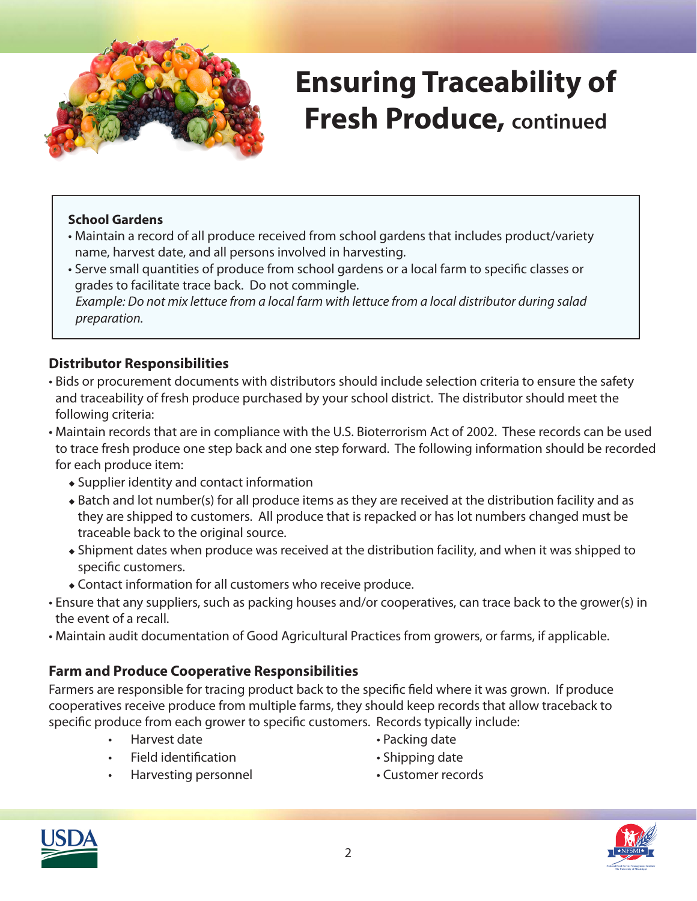# Ensuring Traceability of Fresh Produce, continued

**School Gardens**

- Maintain a record of all produce received from school gardens that includes product/variety name, harvest date, and all persons involved in harvesting.
- Serve small quantities of produce from school gardens or a local farm to specific classes or grades to facilitate trace back. Do not commingle.
  *Example: Do not mix lettuce from a local farm with lettuce from a local distributor during salad preparation.*

## Distributor Responsibilities

- Bids or procurement documents with distributors should include selection criteria to ensure the safety and traceability of fresh produce purchased by your school district. The distributor should meet the following criteria:
- Maintain records that are in compliance with the U.S. Bioterrorism Act of 2002. These records can be used to trace fresh produce one step back and one step forward. The following information should be recorded for each produce item:
  - Supplier identity and contact information
  - Batch and lot number(s) for all produce items as they are received at the distribution facility and as they are shipped to customers. All produce that is repacked or has lot numbers changed must be traceable back to the original source.
  - Shipment dates when produce was received at the distribution facility, and when it was shipped to specific customers.
  - Contact information for all customers who receive produce.
- Ensure that any suppliers, such as packing houses and/or cooperatives, can trace back to the grower(s) in the event of a recall.
- Maintain audit documentation of Good Agricultural Practices from growers, or farms, if applicable.

## Farm and Produce Cooperative Responsibilities

Farmers are responsible for tracing product back to the specific field where it was grown. If produce cooperatives receive produce from multiple farms, they should keep records that allow traceback to specific produce from each grower to specific customers. Records typically include:

- Harvest date
- Field identification
- Harvesting personnel
- Packing date
- Shipping date
- Customer records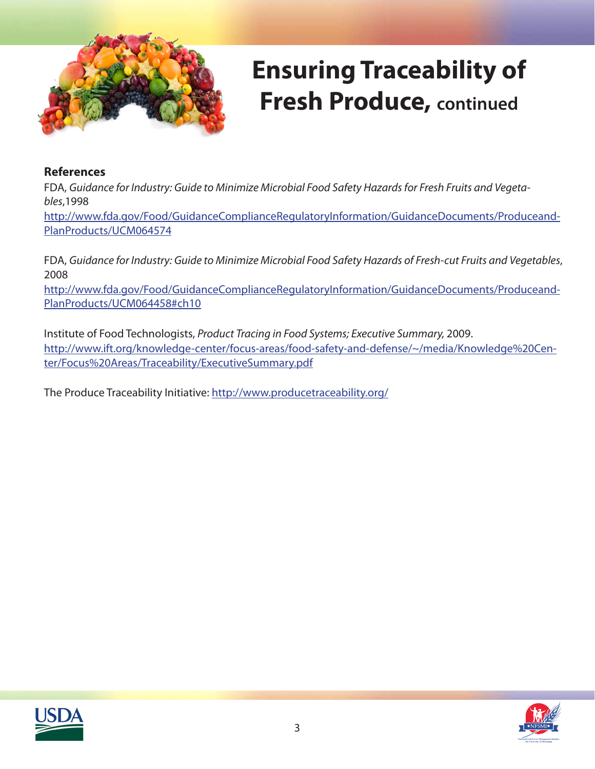# Ensuring Traceability of Fresh Produce, continued

**References**

FDA, *Guidance for Industry: Guide to Minimize Microbial Food Safety Hazards for Fresh Fruits and Vegetables*,1998
http://www.fda.gov/Food/GuidanceComplianceRegulatoryInformation/GuidanceDocuments/ProduceandPlanProducts/UCM064574

FDA, *Guidance for Industry: Guide to Minimize Microbial Food Safety Hazards of Fresh-cut Fruits and Vegetables*, 2008
http://www.fda.gov/Food/GuidanceComplianceRegulatoryInformation/GuidanceDocuments/ProduceandPlanProducts/UCM064458#ch10

Institute of Food Technologists, *Product Tracing in Food Systems; Executive Summary,* 2009.
http://www.ift.org/knowledge-center/focus-areas/food-safety-and-defense/~/media/Knowledge%20Center/Focus%20Areas/Traceability/ExecutiveSummary.pdf

The Produce Traceability Initiative: http://www.producetraceability.org/